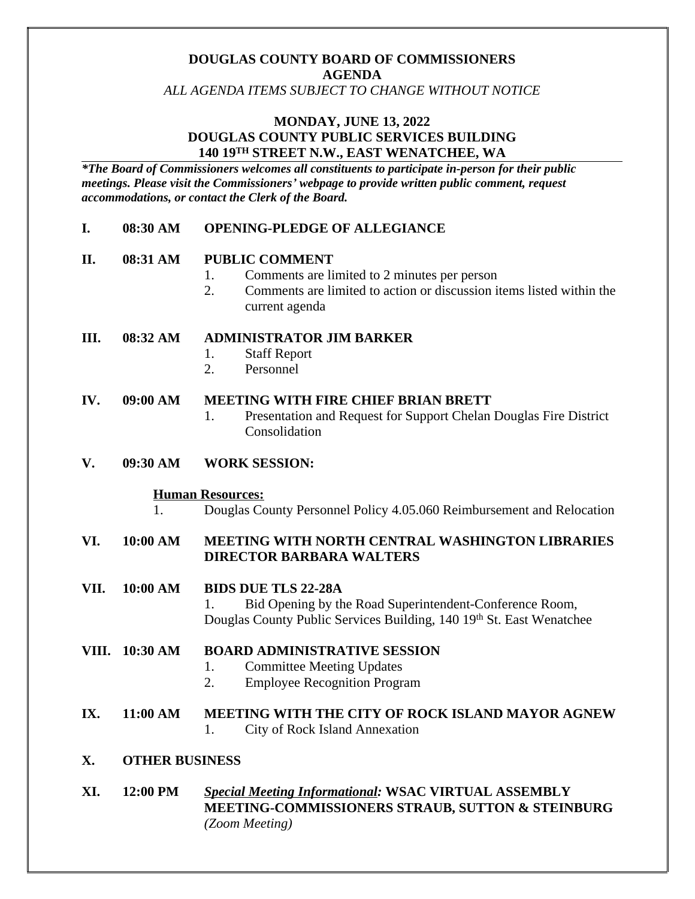**DOUGLAS COUNTY BOARD OF COMMISSIONERS**
**AGENDA**
*ALL AGENDA ITEMS SUBJECT TO CHANGE WITHOUT NOTICE*

**MONDAY, JUNE 13, 2022**
**DOUGLAS COUNTY PUBLIC SERVICES BUILDING**
**140 19TH STREET N.W., EAST WENATCHEE, WA**

***The Board of Commissioners welcomes all constituents to participate in-person for their public meetings. Please visit the Commissioners' webpage to provide written public comment, request accommodations, or contact the Clerk of the Board.***

**I. 08:30 AM OPENING-PLEDGE OF ALLEGIANCE**

**II. 08:31 AM PUBLIC COMMENT**

1. Comments are limited to 2 minutes per person
2. Comments are limited to action or discussion items listed within the current agenda

**III. 08:32 AM ADMINISTRATOR JIM BARKER**

1. Staff Report
2. Personnel

**IV. 09:00 AM MEETING WITH FIRE CHIEF BRIAN BRETT**

1. Presentation and Request for Support Chelan Douglas Fire District Consolidation

**V. 09:30 AM WORK SESSION:**

**Human Resources:**

1. Douglas County Personnel Policy 4.05.060 Reimbursement and Relocation

**VI. 10:00 AM MEETING WITH NORTH CENTRAL WASHINGTON LIBRARIES DIRECTOR BARBARA WALTERS**

**VII. 10:00 AM BIDS DUE TLS 22-28A**

1. Bid Opening by the Road Superintendent-Conference Room, Douglas County Public Services Building, 140 19th St. East Wenatchee

**VIII. 10:30 AM BOARD ADMINISTRATIVE SESSION**

1. Committee Meeting Updates
2. Employee Recognition Program

**IX. 11:00 AM MEETING WITH THE CITY OF ROCK ISLAND MAYOR AGNEW**

1. City of Rock Island Annexation

**X. OTHER BUSINESS**

**XI. 12:00 PM** ***Special Meeting Informational:*** **WSAC VIRTUAL ASSEMBLY MEETING-COMMISSIONERS STRAUB, SUTTON & STEINBURG** *(Zoom Meeting)*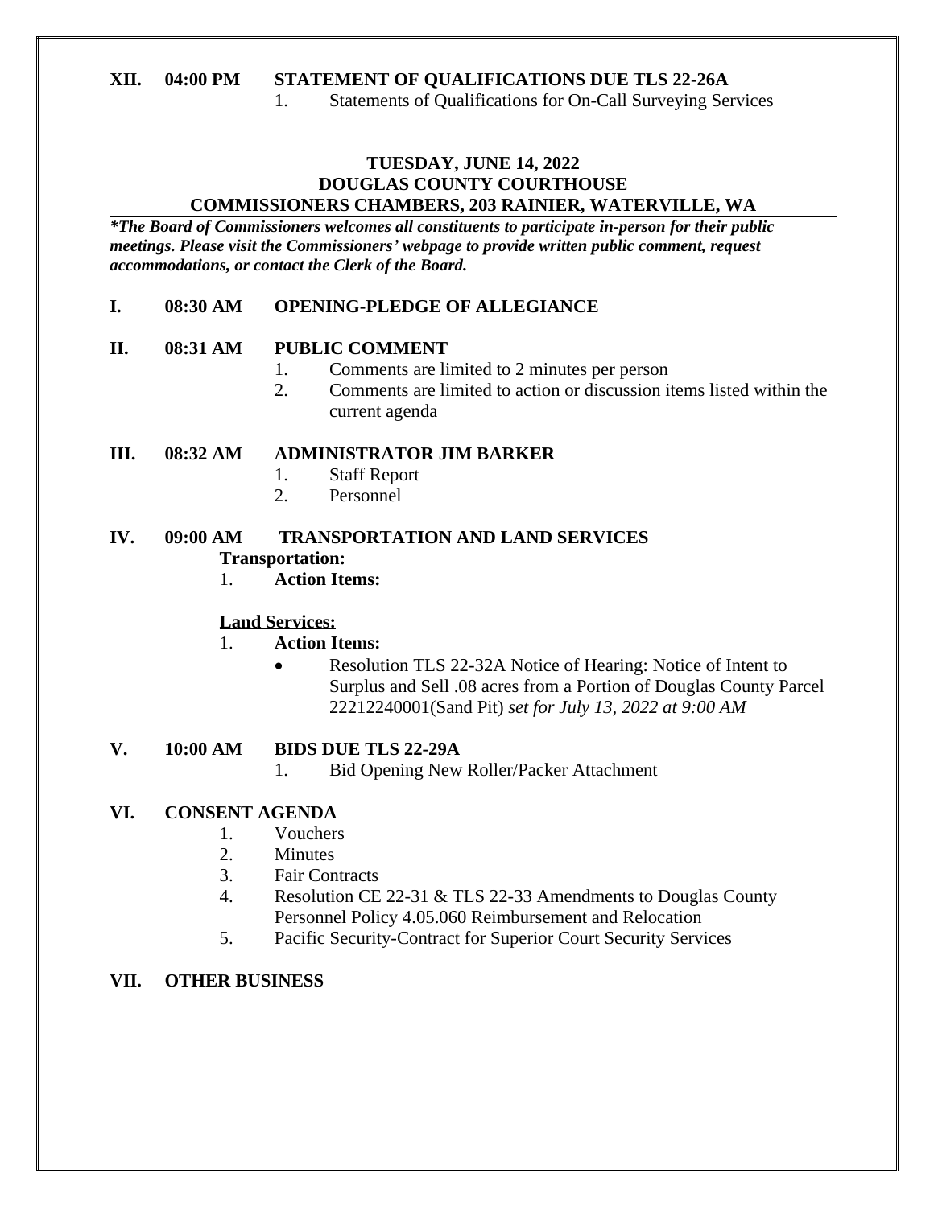**XII. 04:00 PM STATEMENT OF QUALIFICATIONS DUE TLS 22-26A**

1. Statements of Qualifications for On-Call Surveying Services

**TUESDAY, JUNE 14, 2022**
**DOUGLAS COUNTY COURTHOUSE**
**COMMISSIONERS CHAMBERS, 203 RAINIER, WATERVILLE, WA**

***The Board of Commissioners welcomes all constituents to participate in-person for their public meetings. Please visit the Commissioners' webpage to provide written public comment, request accommodations, or contact the Clerk of the Board.***

**I. 08:30 AM OPENING-PLEDGE OF ALLEGIANCE**

**II. 08:31 AM PUBLIC COMMENT**

1. Comments are limited to 2 minutes per person
2. Comments are limited to action or discussion items listed within the current agenda

**III. 08:32 AM ADMINISTRATOR JIM BARKER**

1. Staff Report
2. Personnel

**IV. 09:00 AM TRANSPORTATION AND LAND SERVICES**

**Transportation:**

1. **Action Items:**

**Land Services:**

1. **Action Items:**
   - Resolution TLS 22-32A Notice of Hearing: Notice of Intent to Surplus and Sell .08 acres from a Portion of Douglas County Parcel 22212240001(Sand Pit) *set for July 13, 2022 at 9:00 AM*

**V. 10:00 AM BIDS DUE TLS 22-29A**

1. Bid Opening New Roller/Packer Attachment

**VI. CONSENT AGENDA**

1. Vouchers
2. Minutes
3. Fair Contracts
4. Resolution CE 22-31 & TLS 22-33 Amendments to Douglas County Personnel Policy 4.05.060 Reimbursement and Relocation
5. Pacific Security-Contract for Superior Court Security Services

**VII. OTHER BUSINESS**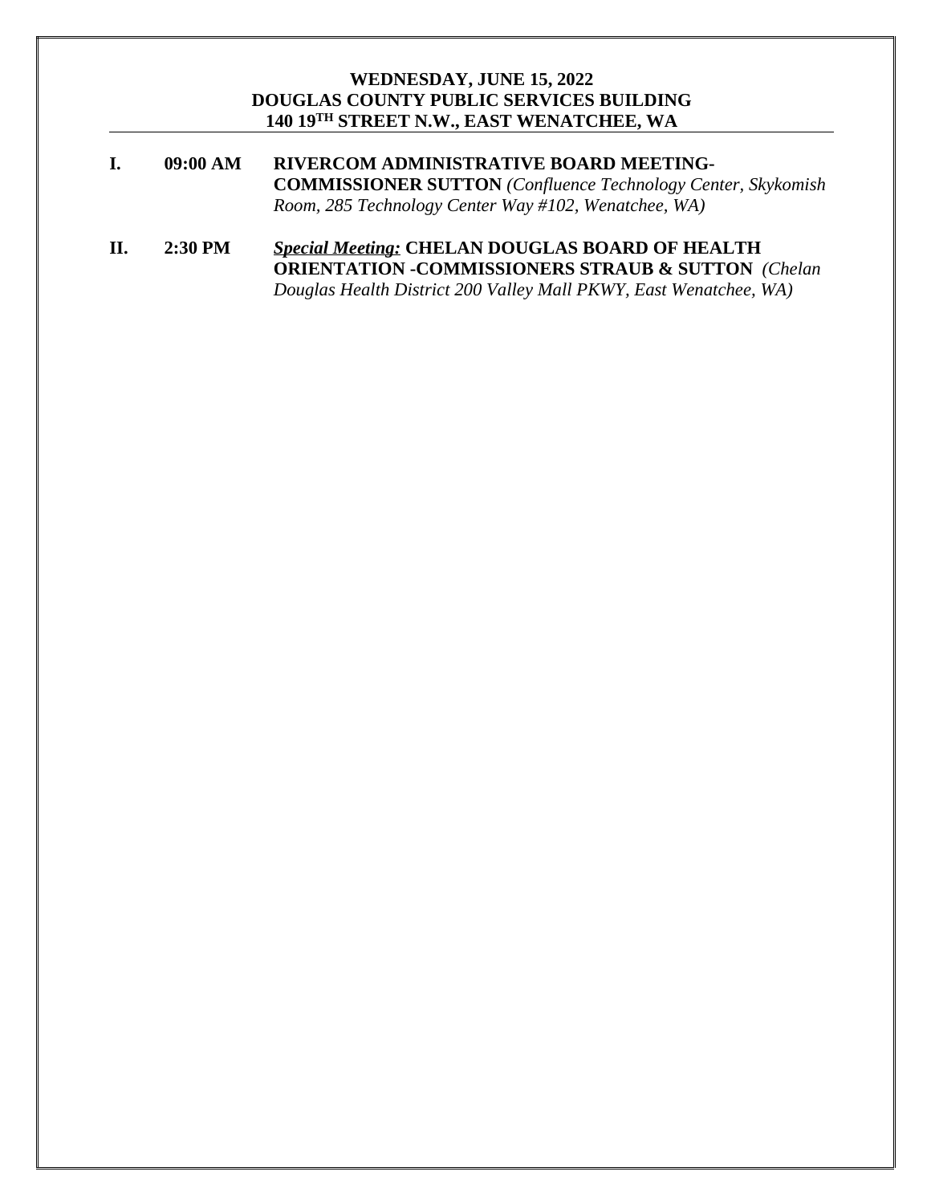**WEDNESDAY, JUNE 15, 2022**
**DOUGLAS COUNTY PUBLIC SERVICES BUILDING**
**140 19TH STREET N.W., EAST WENATCHEE, WA**

---

**I. 09:00 AM RIVERCOM ADMINISTRATIVE BOARD MEETING-COMMISSIONER SUTTON** *(Confluence Technology Center, Skykomish Room, 285 Technology Center Way #102, Wenatchee, WA)*

**II. 2:30 PM** ***Special Meeting:*** **CHELAN DOUGLAS BOARD OF HEALTH ORIENTATION -COMMISSIONERS STRAUB & SUTTON** *(Chelan Douglas Health District 200 Valley Mall PKWY, East Wenatchee, WA)*